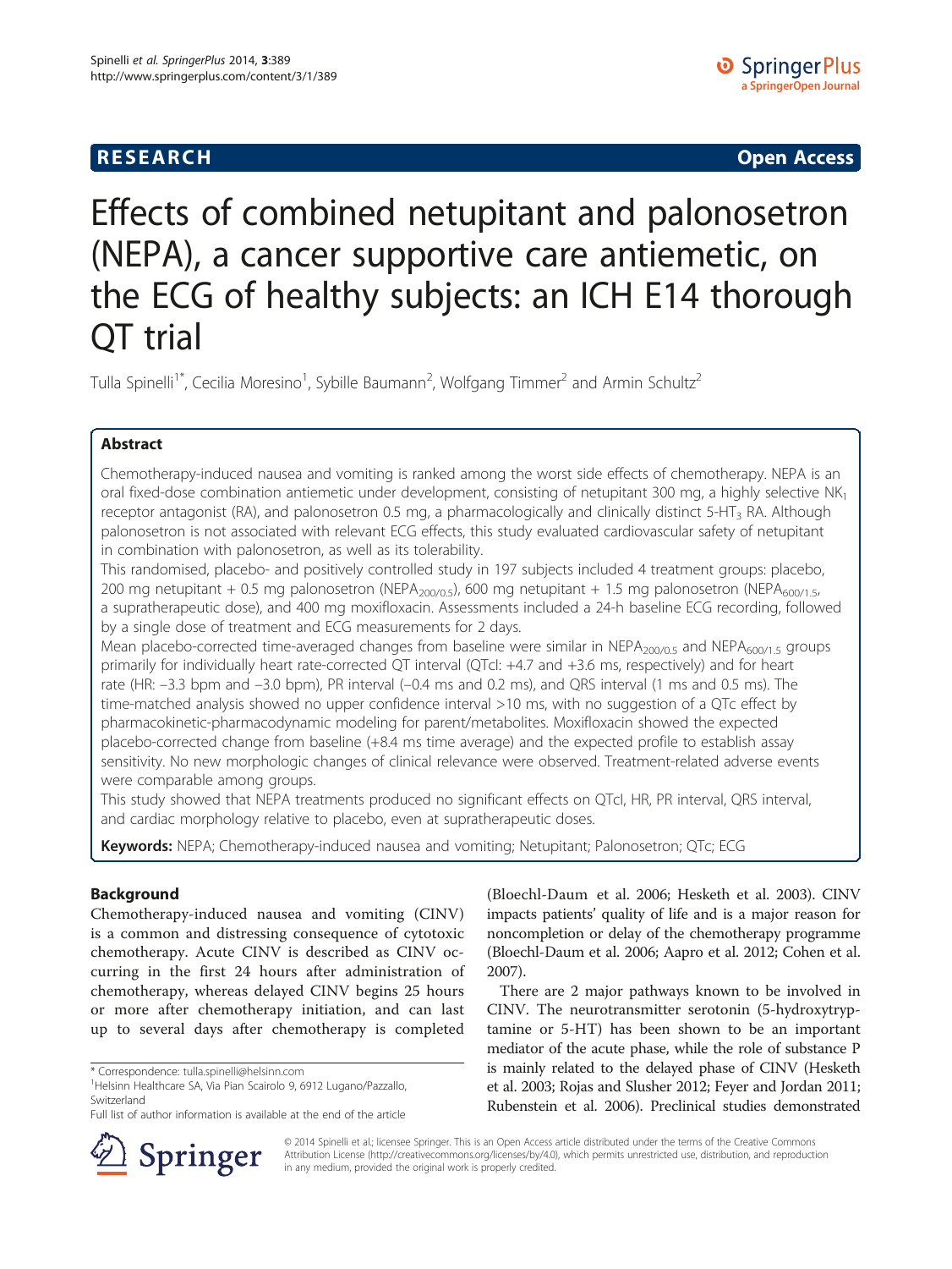**RESEARCH** **Open Access**

# Effects of combined netupitant and palonosetron (NEPA), a cancer supportive care antiemetic, on the ECG of healthy subjects: an ICH E14 thorough QT trial

Tulla Spinelli[1*], Cecilia Moresino[1], Sybille Baumann[2], Wolfgang Timmer[2] and Armin Schultz[2]

## Abstract

Chemotherapy-induced nausea and vomiting is ranked among the worst side effects of chemotherapy. NEPA is an oral fixed-dose combination antiemetic under development, consisting of netupitant 300 mg, a highly selective $NK_1$ receptor antagonist (RA), and palonosetron 0.5 mg, a pharmacologically and clinically distinct $5\text{-}HT_3$ RA. Although palonosetron is not associated with relevant ECG effects, this study evaluated cardiovascular safety of netupitant in combination with palonosetron, as well as its tolerability.

This randomised, placebo- and positively controlled study in 197 subjects included 4 treatment groups: placebo, 200 mg netupitant + 0.5 mg palonosetron ($NEPA_{200/0.5}$), 600 mg netupitant + 1.5 mg palonosetron ($NEPA_{600/1.5}$, a supratherapeutic dose), and 400 mg moxifloxacin. Assessments included a 24-h baseline ECG recording, followed by a single dose of treatment and ECG measurements for 2 days.

Mean placebo-corrected time-averaged changes from baseline were similar in $NEPA_{200/0.5}$ and $NEPA_{600/1.5}$ groups primarily for individually heart rate-corrected QT interval (QTcI: +4.7 and +3.6 ms, respectively) and for heart rate (HR: −3.3 bpm and −3.0 bpm), PR interval (−0.4 ms and 0.2 ms), and QRS interval (1 ms and 0.5 ms). The time-matched analysis showed no upper confidence interval >10 ms, with no suggestion of a QTc effect by pharmacokinetic-pharmacodynamic modeling for parent/metabolites. Moxifloxacin showed the expected placebo-corrected change from baseline (+8.4 ms time average) and the expected profile to establish assay sensitivity. No new morphologic changes of clinical relevance were observed. Treatment-related adverse events were comparable among groups.

This study showed that NEPA treatments produced no significant effects on QTcI, HR, PR interval, QRS interval, and cardiac morphology relative to placebo, even at supratherapeutic doses.

**Keywords:** NEPA; Chemotherapy-induced nausea and vomiting; Netupitant; Palonosetron; QTc; ECG

## Background

Chemotherapy-induced nausea and vomiting (CINV) is a common and distressing consequence of cytotoxic chemotherapy. Acute CINV is described as CINV occurring in the first 24 hours after administration of chemotherapy, whereas delayed CINV begins 25 hours or more after chemotherapy initiation, and can last up to several days after chemotherapy is completed (Bloechl-Daum et al. 2006; Hesketh et al. 2003). CINV impacts patients' quality of life and is a major reason for noncompletion or delay of the chemotherapy programme (Bloechl-Daum et al. 2006; Aapro et al. 2012; Cohen et al. 2007).

There are 2 major pathways known to be involved in CINV. The neurotransmitter serotonin (5-hydroxytryptamine or 5-HT) has been shown to be an important mediator of the acute phase, while the role of substance P is mainly related to the delayed phase of CINV (Hesketh et al. 2003; Rojas and Slusher 2012; Feyer and Jordan 2011; Rubenstein et al. 2006). Preclinical studies demonstrated

\* Correspondence: tulla.spinelli@helsinn.com
[1]Helsinn Healthcare SA, Via Pian Scairolo 9, 6912 Lugano/Pazzallo, Switzerland
Full list of author information is available at the end of the article

© 2014 Spinelli et al.; licensee Springer. This is an Open Access article distributed under the terms of the Creative Commons Attribution License (http://creativecommons.org/licenses/by/4.0), which permits unrestricted use, distribution, and reproduction in any medium, provided the original work is properly credited.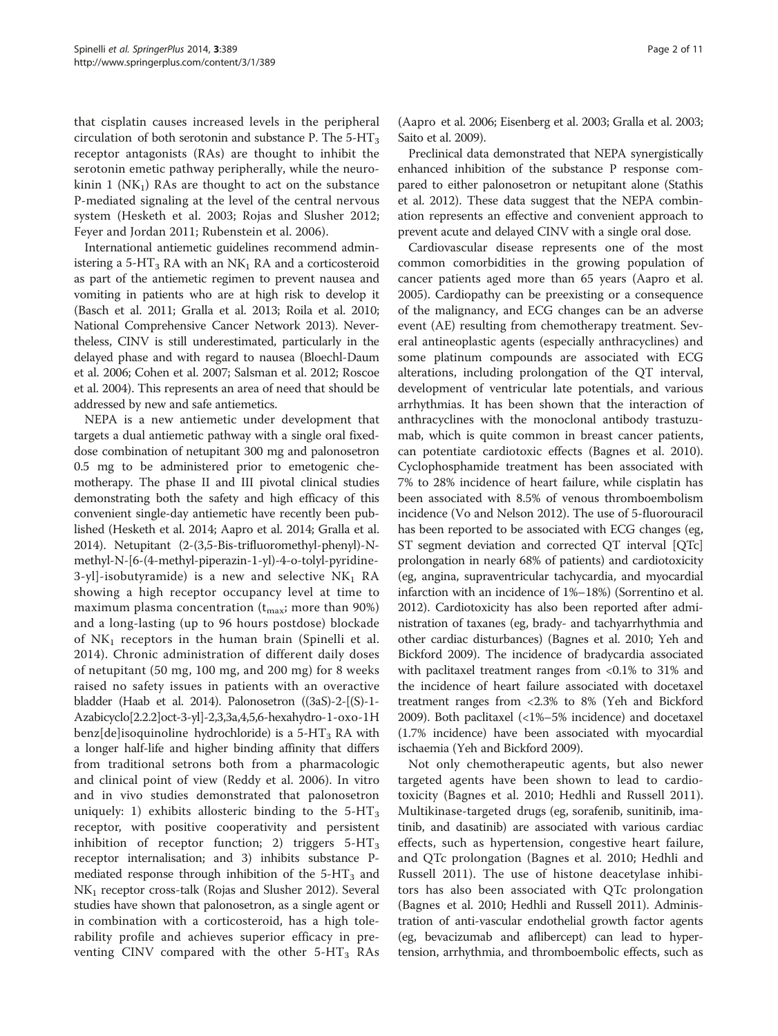that cisplatin causes increased levels in the peripheral circulation of both serotonin and substance P. The 5-$HT_3$ receptor antagonists (RAs) are thought to inhibit the serotonin emetic pathway peripherally, while the neurokinin 1 ($NK_1$) RAs are thought to act on the substance P-mediated signaling at the level of the central nervous system (Hesketh et al. 2003; Rojas and Slusher 2012; Feyer and Jordan 2011; Rubenstein et al. 2006).

International antiemetic guidelines recommend administering a 5-$HT_3$ RA with an $NK_1$ RA and a corticosteroid as part of the antiemetic regimen to prevent nausea and vomiting in patients who are at high risk to develop it (Basch et al. 2011; Gralla et al. 2013; Roila et al. 2010; National Comprehensive Cancer Network 2013). Nevertheless, CINV is still underestimated, particularly in the delayed phase and with regard to nausea (Bloechl-Daum et al. 2006; Cohen et al. 2007; Salsman et al. 2012; Roscoe et al. 2004). This represents an area of need that should be addressed by new and safe antiemetics.

NEPA is a new antiemetic under development that targets a dual antiemetic pathway with a single oral fixed-dose combination of netupitant 300 mg and palonosetron 0.5 mg to be administered prior to emetogenic chemotherapy. The phase II and III pivotal clinical studies demonstrating both the safety and high efficacy of this convenient single-day antiemetic have recently been published (Hesketh et al. 2014; Aapro et al. 2014; Gralla et al. 2014). Netupitant (2-(3,5-Bis-trifluoromethyl-phenyl)-N-methyl-N-[6-(4-methyl-piperazin-1-yl)-4-o-tolyl-pyridine-3-yl]-isobutyramide) is a new and selective $NK_1$ RA showing a high receptor occupancy level at time to maximum plasma concentration ($t_{max}$; more than 90%) and a long-lasting (up to 96 hours postdose) blockade of $NK_1$ receptors in the human brain (Spinelli et al. 2014). Chronic administration of different daily doses of netupitant (50 mg, 100 mg, and 200 mg) for 8 weeks raised no safety issues in patients with an overactive bladder (Haab et al. 2014). Palonosetron ((3aS)-2-[(S)-1-Azabicyclo[2.2.2]oct-3-yl]-2,3,3a,4,5,6-hexahydro-1-oxo-1H benz[de]isoquinoline hydrochloride) is a 5-$HT_3$ RA with a longer half-life and higher binding affinity that differs from traditional setrons both from a pharmacologic and clinical point of view (Reddy et al. 2006). In vitro and in vivo studies demonstrated that palonosetron uniquely: 1) exhibits allosteric binding to the 5-$HT_3$ receptor, with positive cooperativity and persistent inhibition of receptor function; 2) triggers 5-$HT_3$ receptor internalisation; and 3) inhibits substance P-mediated response through inhibition of the 5-$HT_3$ and $NK_1$ receptor cross-talk (Rojas and Slusher 2012). Several studies have shown that palonosetron, as a single agent or in combination with a corticosteroid, has a high tolerability profile and achieves superior efficacy in preventing CINV compared with the other 5-$HT_3$ RAs (Aapro et al. 2006; Eisenberg et al. 2003; Gralla et al. 2003; Saito et al. 2009).

Preclinical data demonstrated that NEPA synergistically enhanced inhibition of the substance P response compared to either palonosetron or netupitant alone (Stathis et al. 2012). These data suggest that the NEPA combination represents an effective and convenient approach to prevent acute and delayed CINV with a single oral dose.

Cardiovascular disease represents one of the most common comorbidities in the growing population of cancer patients aged more than 65 years (Aapro et al. 2005). Cardiopathy can be preexisting or a consequence of the malignancy, and ECG changes can be an adverse event (AE) resulting from chemotherapy treatment. Several antineoplastic agents (especially anthracyclines) and some platinum compounds are associated with ECG alterations, including prolongation of the QT interval, development of ventricular late potentials, and various arrhythmias. It has been shown that the interaction of anthracyclines with the monoclonal antibody trastuzumab, which is quite common in breast cancer patients, can potentiate cardiotoxic effects (Bagnes et al. 2010). Cyclophosphamide treatment has been associated with 7% to 28% incidence of heart failure, while cisplatin has been associated with 8.5% of venous thromboembolism incidence (Vo and Nelson 2012). The use of 5-fluorouracil has been reported to be associated with ECG changes (eg, ST segment deviation and corrected QT interval [QTc] prolongation in nearly 68% of patients) and cardiotoxicity (eg, angina, supraventricular tachycardia, and myocardial infarction with an incidence of 1%–18%) (Sorrentino et al. 2012). Cardiotoxicity has also been reported after administration of taxanes (eg, brady- and tachyarrhythmia and other cardiac disturbances) (Bagnes et al. 2010; Yeh and Bickford 2009). The incidence of bradycardia associated with paclitaxel treatment ranges from <0.1% to 31% and the incidence of heart failure associated with docetaxel treatment ranges from <2.3% to 8% (Yeh and Bickford 2009). Both paclitaxel (<1%–5% incidence) and docetaxel (1.7% incidence) have been associated with myocardial ischaemia (Yeh and Bickford 2009).

Not only chemotherapeutic agents, but also newer targeted agents have been shown to lead to cardiotoxicity (Bagnes et al. 2010; Hedhli and Russell 2011). Multikinase-targeted drugs (eg, sorafenib, sunitinib, imatinib, and dasatinib) are associated with various cardiac effects, such as hypertension, congestive heart failure, and QTc prolongation (Bagnes et al. 2010; Hedhli and Russell 2011). The use of histone deacetylase inhibitors has also been associated with QTc prolongation (Bagnes et al. 2010; Hedhli and Russell 2011). Administration of anti-vascular endothelial growth factor agents (eg, bevacizumab and aflibercept) can lead to hypertension, arrhythmia, and thromboembolic effects, such as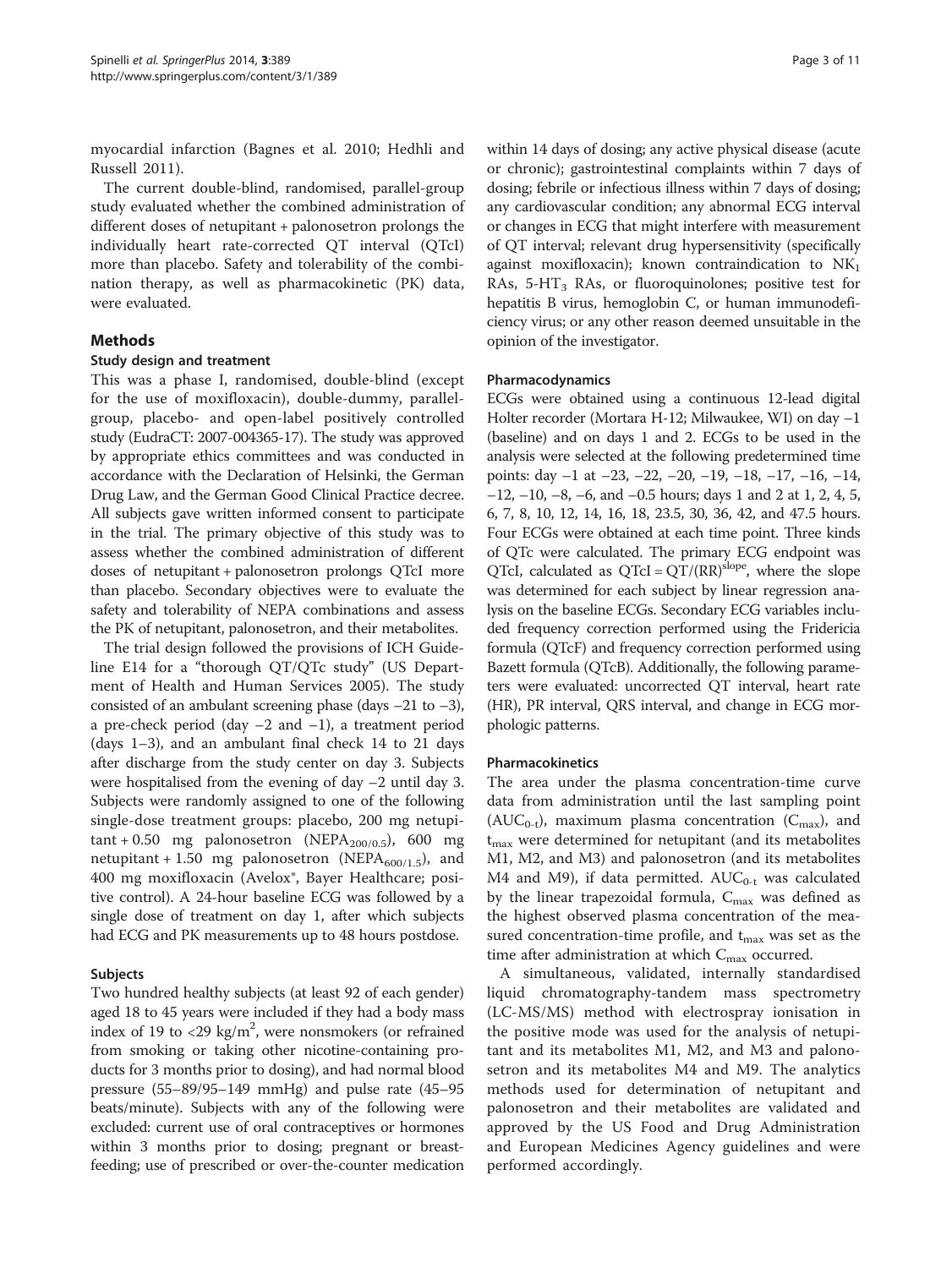myocardial infarction (Bagnes et al. 2010; Hedhli and Russell 2011).

The current double-blind, randomised, parallel-group study evaluated whether the combined administration of different doses of netupitant + palonosetron prolongs the individually heart rate-corrected QT interval (QTcI) more than placebo. Safety and tolerability of the combination therapy, as well as pharmacokinetic (PK) data, were evaluated.

## Methods

### Study design and treatment

This was a phase I, randomised, double-blind (except for the use of moxifloxacin), double-dummy, parallel-group, placebo- and open-label positively controlled study (EudraCT: 2007-004365-17). The study was approved by appropriate ethics committees and was conducted in accordance with the Declaration of Helsinki, the German Drug Law, and the German Good Clinical Practice decree. All subjects gave written informed consent to participate in the trial. The primary objective of this study was to assess whether the combined administration of different doses of netupitant + palonosetron prolongs QTcI more than placebo. Secondary objectives were to evaluate the safety and tolerability of NEPA combinations and assess the PK of netupitant, palonosetron, and their metabolites.

The trial design followed the provisions of ICH Guideline E14 for a "thorough QT/QTc study" (US Department of Health and Human Services 2005). The study consisted of an ambulant screening phase (days −21 to −3), a pre-check period (day −2 and −1), a treatment period (days 1–3), and an ambulant final check 14 to 21 days after discharge from the study center on day 3. Subjects were hospitalised from the evening of day −2 until day 3. Subjects were randomly assigned to one of the following single-dose treatment groups: placebo, 200 mg netupitant + 0.50 mg palonosetron ($NEPA_{200/0.5}$), 600 mg netupitant + 1.50 mg palonosetron ($NEPA_{600/1.5}$), and 400 mg moxifloxacin (Avelox*, Bayer Healthcare; positive control). A 24-hour baseline ECG was followed by a single dose of treatment on day 1, after which subjects had ECG and PK measurements up to 48 hours postdose.

### Subjects

Two hundred healthy subjects (at least 92 of each gender) aged 18 to 45 years were included if they had a body mass index of 19 to <29 kg/m$^2$, were nonsmokers (or refrained from smoking or taking other nicotine-containing products for 3 months prior to dosing), and had normal blood pressure (55–89/95–149 mmHg) and pulse rate (45–95 beats/minute). Subjects with any of the following were excluded: current use of oral contraceptives or hormones within 3 months prior to dosing; pregnant or breast-feeding; use of prescribed or over-the-counter medication within 14 days of dosing; any active physical disease (acute or chronic); gastrointestinal complaints within 7 days of dosing; febrile or infectious illness within 7 days of dosing; any cardiovascular condition; any abnormal ECG interval or changes in ECG that might interfere with measurement of QT interval; relevant drug hypersensitivity (specifically against moxifloxacin); known contraindication to $NK_1$ RAs, 5-$HT_3$ RAs, or fluoroquinolones; positive test for hepatitis B virus, hemoglobin C, or human immunodeficiency virus; or any other reason deemed unsuitable in the opinion of the investigator.

### Pharmacodynamics

ECGs were obtained using a continuous 12-lead digital Holter recorder (Mortara H-12; Milwaukee, WI) on day −1 (baseline) and on days 1 and 2. ECGs to be used in the analysis were selected at the following predetermined time points: day −1 at −23, −22, −20, −19, −18, −17, −16, −14, −12, −10, −8, −6, and −0.5 hours; days 1 and 2 at 1, 2, 4, 5, 6, 7, 8, 10, 12, 14, 16, 18, 23.5, 30, 36, 42, and 47.5 hours. Four ECGs were obtained at each time point. Three kinds of QTc were calculated. The primary ECG endpoint was QTcI, calculated as $QTcI = QT/(RR)^{slope}$, where the slope was determined for each subject by linear regression analysis on the baseline ECGs. Secondary ECG variables included frequency correction performed using the Fridericia formula (QTcF) and frequency correction performed using Bazett formula (QTcB). Additionally, the following parameters were evaluated: uncorrected QT interval, heart rate (HR), PR interval, QRS interval, and change in ECG morphologic patterns.

### Pharmacokinetics

The area under the plasma concentration-time curve data from administration until the last sampling point ($AUC_{0\text{-}t}$), maximum plasma concentration ($C_{max}$), and $t_{max}$ were determined for netupitant (and its metabolites M1, M2, and M3) and palonosetron (and its metabolites M4 and M9), if data permitted. $AUC_{0\text{-}t}$ was calculated by the linear trapezoidal formula, $C_{max}$ was defined as the highest observed plasma concentration of the measured concentration-time profile, and $t_{max}$ was set as the time after administration at which $C_{max}$ occurred.

A simultaneous, validated, internally standardised liquid chromatography-tandem mass spectrometry (LC-MS/MS) method with electrospray ionisation in the positive mode was used for the analysis of netupitant and its metabolites M1, M2, and M3 and palonosetron and its metabolites M4 and M9. The analytics methods used for determination of netupitant and palonosetron and their metabolites are validated and approved by the US Food and Drug Administration and European Medicines Agency guidelines and were performed accordingly.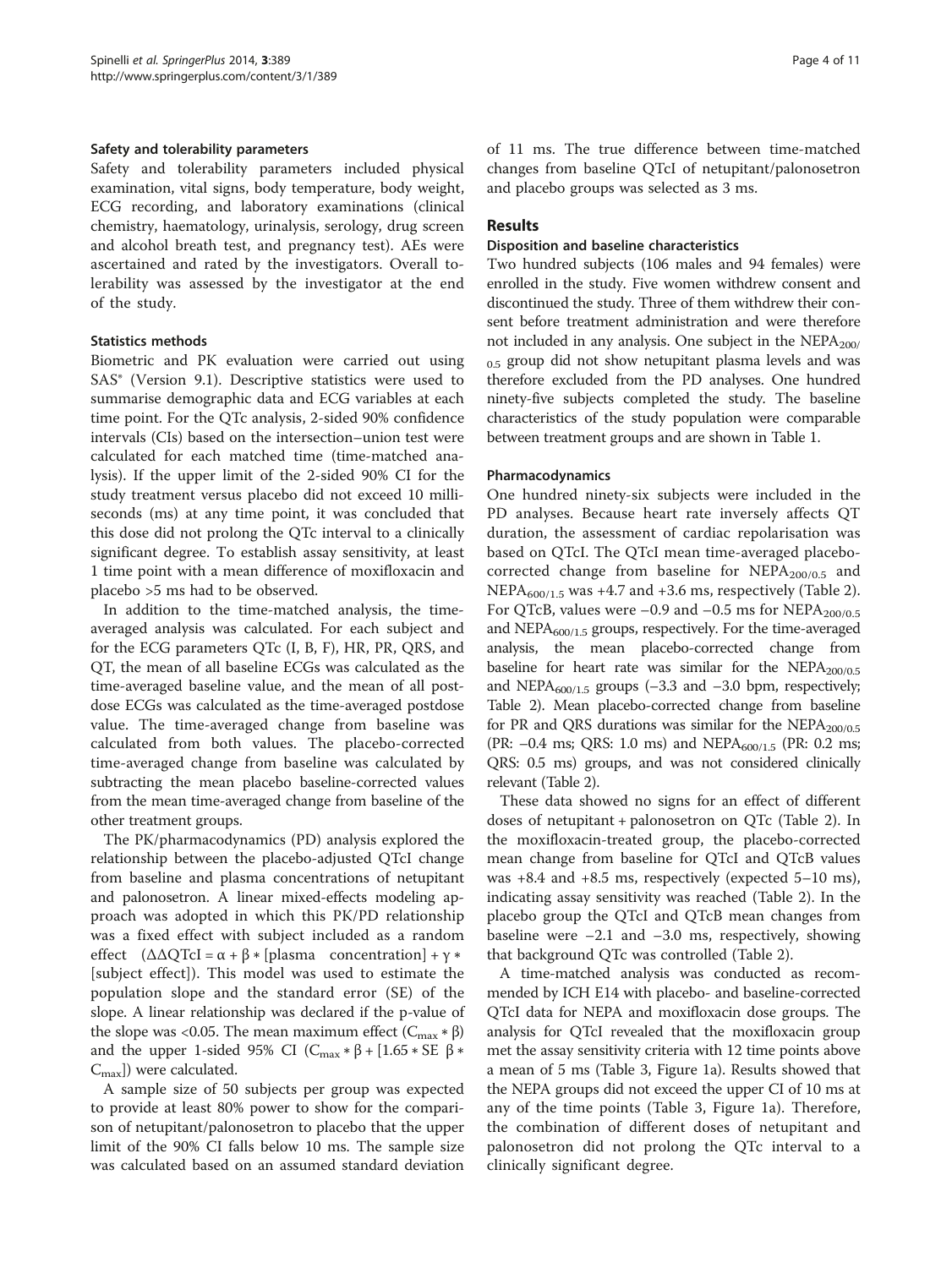#### Safety and tolerability parameters

Safety and tolerability parameters included physical examination, vital signs, body temperature, body weight, ECG recording, and laboratory examinations (clinical chemistry, haematology, urinalysis, serology, drug screen and alcohol breath test, and pregnancy test). AEs were ascertained and rated by the investigators. Overall tolerability was assessed by the investigator at the end of the study.

#### Statistics methods

Biometric and PK evaluation were carried out using SAS® (Version 9.1). Descriptive statistics were used to summarise demographic data and ECG variables at each time point. For the QTc analysis, 2-sided 90% confidence intervals (CIs) based on the intersection–union test were calculated for each matched time (time-matched analysis). If the upper limit of the 2-sided 90% CI for the study treatment versus placebo did not exceed 10 milliseconds (ms) at any time point, it was concluded that this dose did not prolong the QTc interval to a clinically significant degree. To establish assay sensitivity, at least 1 time point with a mean difference of moxifloxacin and placebo >5 ms had to be observed.

In addition to the time-matched analysis, the time-averaged analysis was calculated. For each subject and for the ECG parameters QTc (I, B, F), HR, PR, QRS, and QT, the mean of all baseline ECGs was calculated as the time-averaged baseline value, and the mean of all postdose ECGs was calculated as the time-averaged postdose value. The time-averaged change from baseline was calculated from both values. The placebo-corrected time-averaged change from baseline was calculated by subtracting the mean placebo baseline-corrected values from the mean time-averaged change from baseline of the other treatment groups.

The PK/pharmacodynamics (PD) analysis explored the relationship between the placebo-adjusted QTcI change from baseline and plasma concentrations of netupitant and palonosetron. A linear mixed-effects modeling approach was adopted in which this PK/PD relationship was a fixed effect with subject included as a random effect ($\Delta\Delta QTcI = \alpha + \beta * [\text{plasma concentration}] + \gamma * [\text{subject effect}]$). This model was used to estimate the population slope and the standard error (SE) of the slope. A linear relationship was declared if the p-value of the slope was <0.05. The mean maximum effect ($C_{max} * \beta$) and the upper 1-sided 95% CI ($C_{max} * \beta + [1.65 * SE\ \beta * C_{max}]$) were calculated.

A sample size of 50 subjects per group was expected to provide at least 80% power to show for the comparison of netupitant/palonosetron to placebo that the upper limit of the 90% CI falls below 10 ms. The sample size was calculated based on an assumed standard deviation of 11 ms. The true difference between time-matched changes from baseline QTcI of netupitant/palonosetron and placebo groups was selected as 3 ms.

## Results

#### Disposition and baseline characteristics

Two hundred subjects (106 males and 94 females) were enrolled in the study. Five women withdrew consent and discontinued the study. Three of them withdrew their consent before treatment administration and were therefore not included in any analysis. One subject in the $NEPA_{200/0.5}$ group did not show netupitant plasma levels and was therefore excluded from the PD analyses. One hundred ninety-five subjects completed the study. The baseline characteristics of the study population were comparable between treatment groups and are shown in Table 1.

#### Pharmacodynamics

One hundred ninety-six subjects were included in the PD analyses. Because heart rate inversely affects QT duration, the assessment of cardiac repolarisation was based on QTcI. The QTcI mean time-averaged placebo-corrected change from baseline for $NEPA_{200/0.5}$ and $NEPA_{600/1.5}$ was +4.7 and +3.6 ms, respectively (Table 2). For QTcB, values were −0.9 and −0.5 ms for $NEPA_{200/0.5}$ and $NEPA_{600/1.5}$ groups, respectively. For the time-averaged analysis, the mean placebo-corrected change from baseline for heart rate was similar for the $NEPA_{200/0.5}$ and $NEPA_{600/1.5}$ groups (−3.3 and −3.0 bpm, respectively; Table 2). Mean placebo-corrected change from baseline for PR and QRS durations was similar for the $NEPA_{200/0.5}$ (PR: −0.4 ms; QRS: 1.0 ms) and $NEPA_{600/1.5}$ (PR: 0.2 ms; QRS: 0.5 ms) groups, and was not considered clinically relevant (Table 2).

These data showed no signs for an effect of different doses of netupitant + palonosetron on QTc (Table 2). In the moxifloxacin-treated group, the placebo-corrected mean change from baseline for QTcI and QTcB values was +8.4 and +8.5 ms, respectively (expected 5–10 ms), indicating assay sensitivity was reached (Table 2). In the placebo group the QTcI and QTcB mean changes from baseline were −2.1 and −3.0 ms, respectively, showing that background QTc was controlled (Table 2).

A time-matched analysis was conducted as recommended by ICH E14 with placebo- and baseline-corrected QTcI data for NEPA and moxifloxacin dose groups. The analysis for QTcI revealed that the moxifloxacin group met the assay sensitivity criteria with 12 time points above a mean of 5 ms (Table 3, Figure 1a). Results showed that the NEPA groups did not exceed the upper CI of 10 ms at any of the time points (Table 3, Figure 1a). Therefore, the combination of different doses of netupitant and palonosetron did not prolong the QTc interval to a clinically significant degree.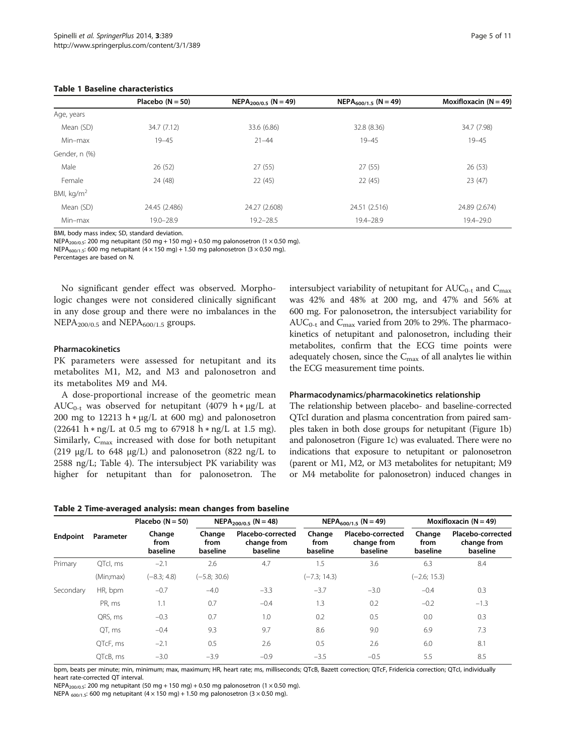**Table 1 Baseline characteristics**

| | Placebo (N = 50) | $NEPA_{200/0.5}$ (N = 49) | $NEPA_{600/1.5}$ (N = 49) | Moxifloxacin (N = 49) |
|---|---|---|---|---|
| Age, years | | | | |
| Mean (SD) | 34.7 (7.12) | 33.6 (6.86) | 32.8 (8.36) | 34.7 (7.98) |
| Min–max | 19–45 | 21–44 | 19–45 | 19–45 |
| Gender, n (%) | | | | |
| Male | 26 (52) | 27 (55) | 27 (55) | 26 (53) |
| Female | 24 (48) | 22 (45) | 22 (45) | 23 (47) |
| BMI, $kg/m^2$ | | | | |
| Mean (SD) | 24.45 (2.486) | 24.27 (2.608) | 24.51 (2.516) | 24.89 (2.674) |
| Min–max | 19.0–28.9 | 19.2–28.5 | 19.4–28.9 | 19.4–29.0 |

BMI, body mass index; SD, standard deviation.
$NEPA_{200/0.5}$: 200 mg netupitant (50 mg + 150 mg) + 0.50 mg palonosetron (1 × 0.50 mg).
$NEPA_{600/1.5}$: 600 mg netupitant (4 × 150 mg) + 1.50 mg palonosetron (3 × 0.50 mg).
Percentages are based on N.

No significant gender effect was observed. Morphologic changes were not considered clinically significant in any dose group and there were no imbalances in the $NEPA_{200/0.5}$ and $NEPA_{600/1.5}$ groups.

### Pharmacokinetics

PK parameters were assessed for netupitant and its metabolites M1, M2, and M3 and palonosetron and its metabolites M9 and M4.

A dose-proportional increase of the geometric mean $AUC_{0-t}$ was observed for netupitant (4079 h * μg/L at 200 mg to 12213 h * μg/L at 600 mg) and palonosetron (22641 h * ng/L at 0.5 mg to 67918 h * ng/L at 1.5 mg). Similarly, $C_{max}$ increased with dose for both netupitant (219 μg/L to 648 μg/L) and palonosetron (822 ng/L to 2588 ng/L; Table 4). The intersubject PK variability was higher for netupitant than for palonosetron. The intersubject variability of netupitant for $AUC_{0-t}$ and $C_{max}$ was 42% and 48% at 200 mg, and 47% and 56% at 600 mg. For palonosetron, the intersubject variability for $AUC_{0-t}$ and $C_{max}$ varied from 20% to 29%. The pharmacokinetics of netupitant and palonosetron, including their metabolites, confirm that the ECG time points were adequately chosen, since the $C_{max}$ of all analytes lie within the ECG measurement time points.

### Pharmacodynamics/pharmacokinetics relationship

The relationship between placebo- and baseline-corrected QTcI duration and plasma concentration from paired samples taken in both dose groups for netupitant (Figure 1b) and palonosetron (Figure 1c) was evaluated. There were no indications that exposure to netupitant or palonosetron (parent or M1, M2, or M3 metabolites for netupitant; M9 or M4 metabolite for palonosetron) induced changes in

**Table 2 Time-averaged analysis: mean changes from baseline**

| Endpoint | Parameter | Placebo (N = 50) | $NEPA_{200/0.5}$ (N = 48) | | $NEPA_{600/1.5}$ (N = 49) | | Moxifloxacin (N = 49) | |
|---|---|---|---|---|---|---|---|---|
| | | Change from baseline | Change from baseline | Placebo-corrected change from baseline | Change from baseline | Placebo-corrected change from baseline | Change from baseline | Placebo-corrected change from baseline |
| Primary | QTcI, ms | −2.1 | 2.6 | 4.7 | 1.5 | 3.6 | 6.3 | 8.4 |
| | (Min;max) | (−8.3; 4.8) | (−5.8; 30.6) | | (−7.3; 14.3) | | (−2.6; 15.3) | |
| Secondary | HR, bpm | −0.7 | −4.0 | −3.3 | −3.7 | −3.0 | −0.4 | 0.3 |
| | PR, ms | 1.1 | 0.7 | −0.4 | 1.3 | 0.2 | −0.2 | −1.3 |
| | QRS, ms | −0.3 | 0.7 | 1.0 | 0.2 | 0.5 | 0.0 | 0.3 |
| | QT, ms | −0.4 | 9.3 | 9.7 | 8.6 | 9.0 | 6.9 | 7.3 |
| | QTcF, ms | −2.1 | 0.5 | 2.6 | 0.5 | 2.6 | 6.0 | 8.1 |
| | QTcB, ms | −3.0 | −3.9 | −0.9 | −3.5 | −0.5 | 5.5 | 8.5 |

bpm, beats per minute; min, minimum; max, maximum; HR, heart rate; ms, milliseconds; QTcB, Bazett correction; QTcF, Fridericia correction; QTcI, individually heart rate-corrected QT interval.
$NEPA_{200/0.5}$: 200 mg netupitant (50 mg + 150 mg) + 0.50 mg palonosetron (1 × 0.50 mg).
$NEPA_{600/1.5}$: 600 mg netupitant (4 × 150 mg) + 1.50 mg palonosetron (3 × 0.50 mg).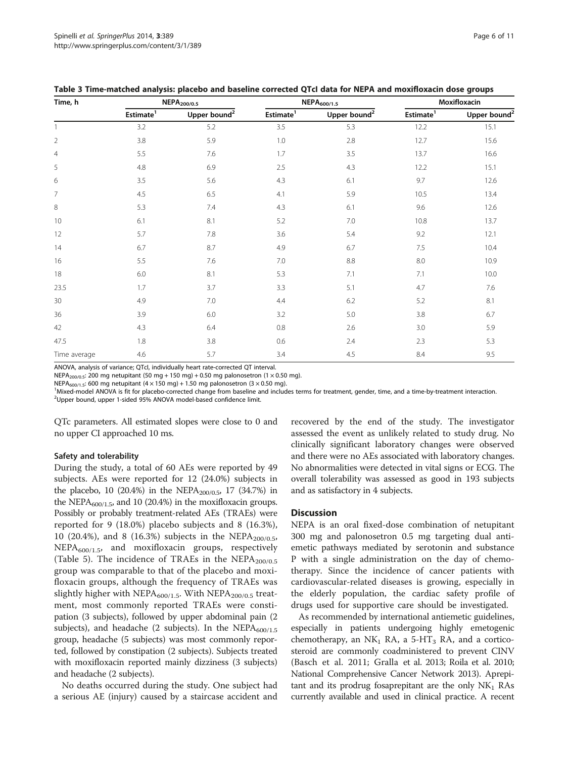**Table 3 Time-matched analysis: placebo and baseline corrected QTcI data for NEPA and moxifloxacin dose groups**

| Time, h | $NEPA_{200/0.5}$ | | $NEPA_{600/1.5}$ | | Moxifloxacin | |
|---|---|---|---|---|---|---|
| | Estimate[1] | Upper bound[2] | Estimate[1] | Upper bound[2] | Estimate[1] | Upper bound[2] |
| 1 | 3.2 | 5.2 | 3.5 | 5.3 | 12.2 | 15.1 |
| 2 | 3.8 | 5.9 | 1.0 | 2.8 | 12.7 | 15.6 |
| 4 | 5.5 | 7.6 | 1.7 | 3.5 | 13.7 | 16.6 |
| 5 | 4.8 | 6.9 | 2.5 | 4.3 | 12.2 | 15.1 |
| 6 | 3.5 | 5.6 | 4.3 | 6.1 | 9.7 | 12.6 |
| 7 | 4.5 | 6.5 | 4.1 | 5.9 | 10.5 | 13.4 |
| 8 | 5.3 | 7.4 | 4.3 | 6.1 | 9.6 | 12.6 |
| 10 | 6.1 | 8.1 | 5.2 | 7.0 | 10.8 | 13.7 |
| 12 | 5.7 | 7.8 | 3.6 | 5.4 | 9.2 | 12.1 |
| 14 | 6.7 | 8.7 | 4.9 | 6.7 | 7.5 | 10.4 |
| 16 | 5.5 | 7.6 | 7.0 | 8.8 | 8.0 | 10.9 |
| 18 | 6.0 | 8.1 | 5.3 | 7.1 | 7.1 | 10.0 |
| 23.5 | 1.7 | 3.7 | 3.3 | 5.1 | 4.7 | 7.6 |
| 30 | 4.9 | 7.0 | 4.4 | 6.2 | 5.2 | 8.1 |
| 36 | 3.9 | 6.0 | 3.2 | 5.0 | 3.8 | 6.7 |
| 42 | 4.3 | 6.4 | 0.8 | 2.6 | 3.0 | 5.9 |
| 47.5 | 1.8 | 3.8 | 0.6 | 2.4 | 2.3 | 5.3 |
| Time average | 4.6 | 5.7 | 3.4 | 4.5 | 8.4 | 9.5 |

ANOVA, analysis of variance; QTcI, individually heart rate-corrected QT interval.

$NEPA_{200/0.5}$: 200 mg netupitant (50 mg + 150 mg) + 0.50 mg palonosetron (1 × 0.50 mg).

$NEPA_{600/1.5}$: 600 mg netupitant (4 × 150 mg) + 1.50 mg palonosetron (3 × 0.50 mg).

[1]Mixed-model ANOVA is fit for placebo-corrected change from baseline and includes terms for treatment, gender, time, and a time-by-treatment interaction.

[2]Upper bound, upper 1-sided 95% ANOVA model-based confidence limit.

QTc parameters. All estimated slopes were close to 0 and no upper CI approached 10 ms.

### Safety and tolerability

During the study, a total of 60 AEs were reported by 49 subjects. AEs were reported for 12 (24.0%) subjects in the placebo, 10 (20.4%) in the $NEPA_{200/0.5}$, 17 (34.7%) in the $NEPA_{600/1.5}$, and 10 (20.4%) in the moxifloxacin groups. Possibly or probably treatment-related AEs (TRAEs) were reported for 9 (18.0%) placebo subjects and 8 (16.3%), 10 (20.4%), and 8 (16.3%) subjects in the $NEPA_{200/0.5}$, $NEPA_{600/1.5}$, and moxifloxacin groups, respectively (Table 5). The incidence of TRAEs in the $NEPA_{200/0.5}$ group was comparable to that of the placebo and moxifloxacin groups, although the frequency of TRAEs was slightly higher with $NEPA_{600/1.5}$. With $NEPA_{200/0.5}$ treatment, most commonly reported TRAEs were constipation (3 subjects), followed by upper abdominal pain (2 subjects), and headache (2 subjects). In the $NEPA_{600/1.5}$ group, headache (5 subjects) was most commonly reported, followed by constipation (2 subjects). Subjects treated with moxifloxacin reported mainly dizziness (3 subjects) and headache (2 subjects).

No deaths occurred during the study. One subject had a serious AE (injury) caused by a staircase accident and recovered by the end of the study. The investigator assessed the event as unlikely related to study drug. No clinically significant laboratory changes were observed and there were no AEs associated with laboratory changes. No abnormalities were detected in vital signs or ECG. The overall tolerability was assessed as good in 193 subjects and as satisfactory in 4 subjects.

## Discussion

NEPA is an oral fixed-dose combination of netupitant 300 mg and palonosetron 0.5 mg targeting dual antiemetic pathways mediated by serotonin and substance P with a single administration on the day of chemotherapy. Since the incidence of cancer patients with cardiovascular-related diseases is growing, especially in the elderly population, the cardiac safety profile of drugs used for supportive care should be investigated.

As recommended by international antiemetic guidelines, especially in patients undergoing highly emetogenic chemotherapy, an $NK_1$ RA, a 5-$HT_3$ RA, and a corticosteroid are commonly coadministered to prevent CINV (Basch et al. 2011; Gralla et al. 2013; Roila et al. 2010; National Comprehensive Cancer Network 2013). Aprepitant and its prodrug fosaprepitant are the only $NK_1$ RAs currently available and used in clinical practice. A recent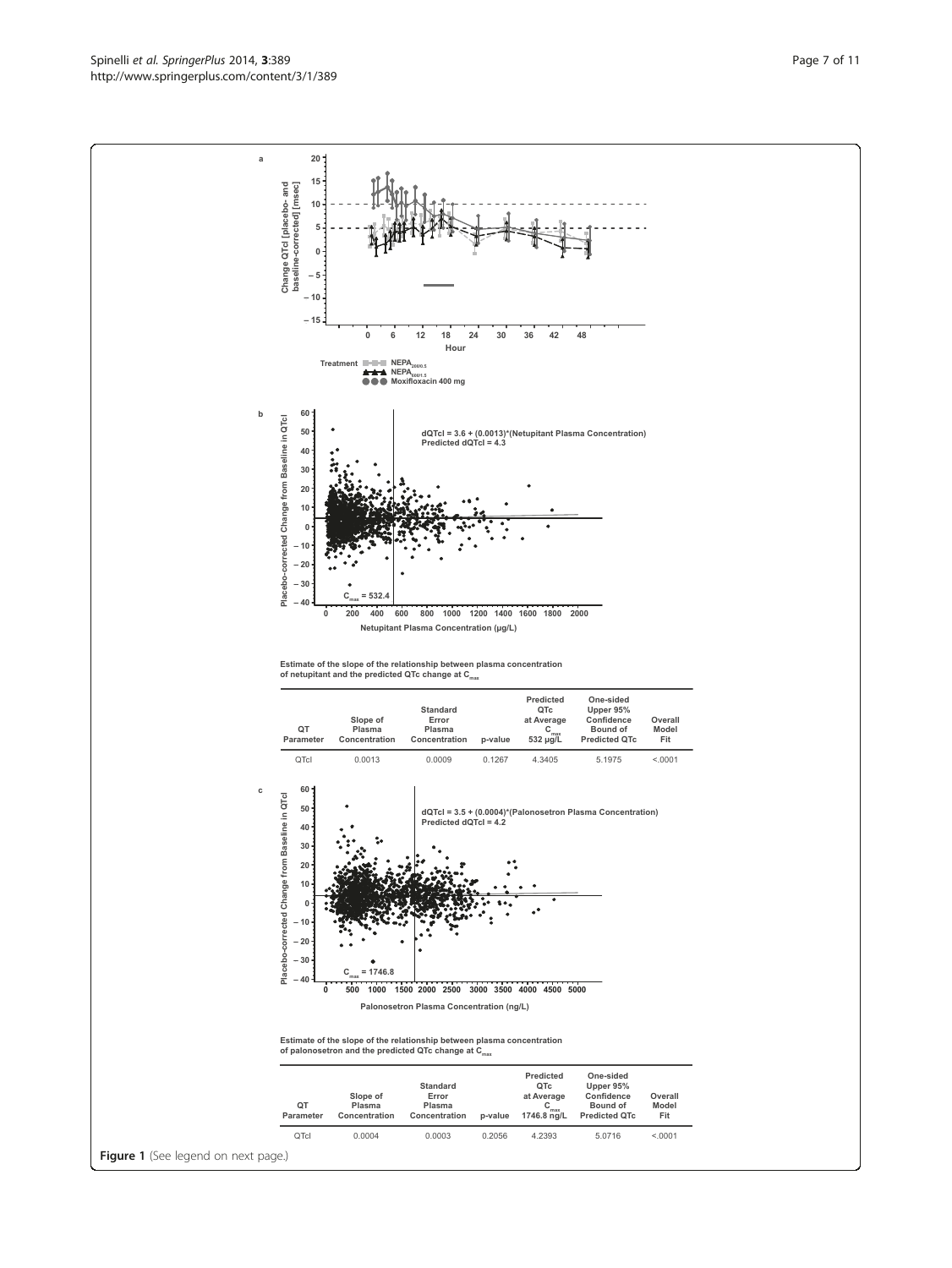Estimate of the slope of the relationship between plasma concentration of netupitant and the predicted QTc change at $C_{max}$

| QT Parameter | Slope of Plasma Concentration | Standard Error Plasma Concentration | p-value | Predicted QTc at Average $C_{max}$ 532 μg/L | One-sided Upper 95% Confidence Bound of Predicted QTc | Overall Model Fit |
|---|---|---|---|---|---|---|
| QTcI | 0.0013 | 0.0009 | 0.1267 | 4.3405 | 5.1975 | <.0001 |

Estimate of the slope of the relationship between plasma concentration of palonosetron and the predicted QTc change at $C_{max}$

| QT Parameter | Slope of Plasma Concentration | Standard Error Plasma Concentration | p-value | Predicted QTc at Average $C_{max}$ 1746.8 ng/L | One-sided Upper 95% Confidence Bound of Predicted QTc | Overall Model Fit |
|---|---|---|---|---|---|---|
| QTcI | 0.0004 | 0.0003 | 0.2056 | 4.2393 | 5.0716 | <.0001 |

**Figure 1** (See legend on next page.)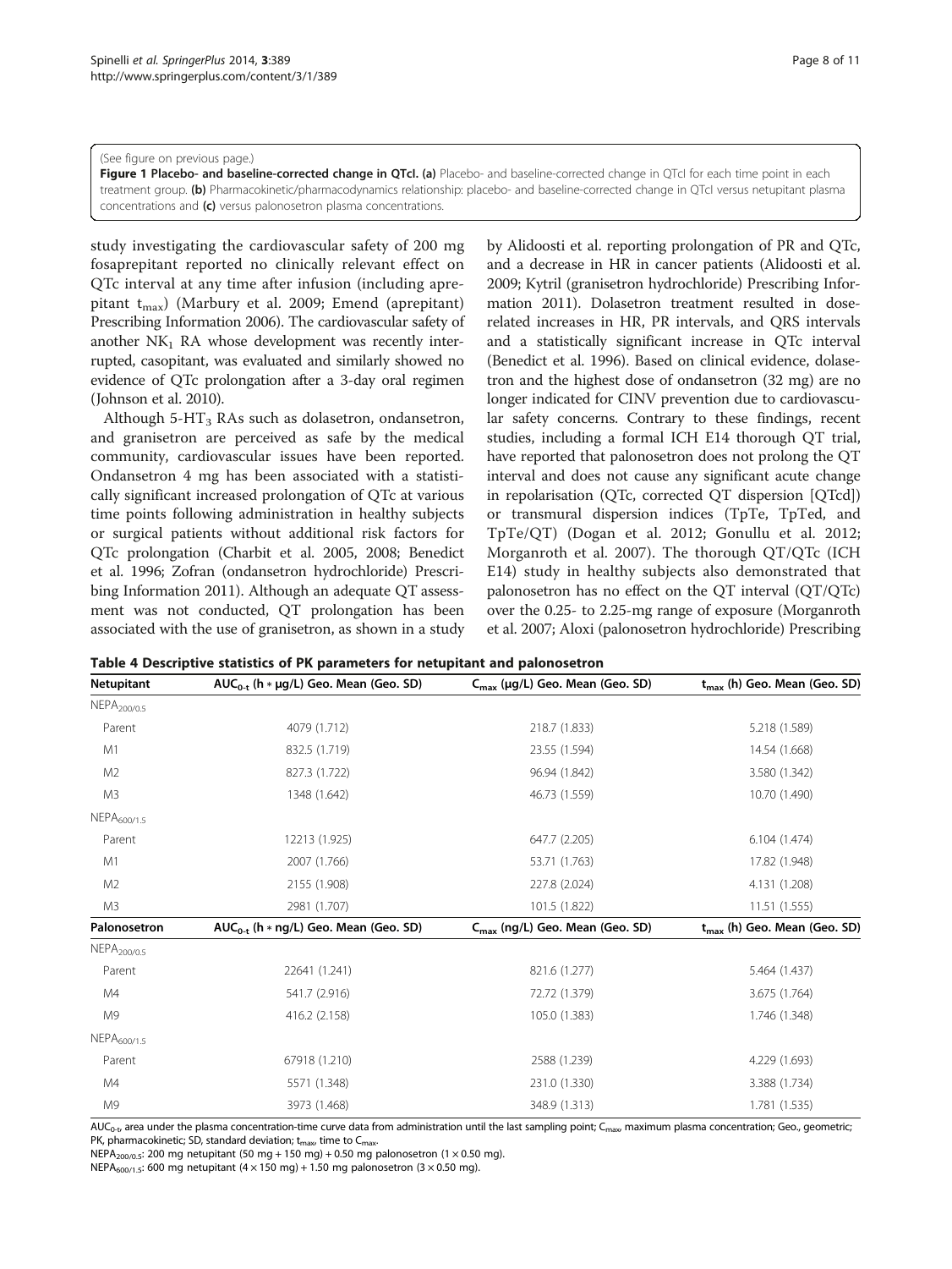(See figure on previous page.)

**Figure 1 Placebo- and baseline-corrected change in QTcI. (a)** Placebo- and baseline-corrected change in QTcI for each time point in each treatment group. **(b)** Pharmacokinetic/pharmacodynamics relationship: placebo- and baseline-corrected change in QTcI versus netupitant plasma concentrations and **(c)** versus palonosetron plasma concentrations.

study investigating the cardiovascular safety of 200 mg fosaprepitant reported no clinically relevant effect on QTc interval at any time after infusion (including aprepitant $t_{max}$) (Marbury et al. 2009; Emend (aprepitant) Prescribing Information 2006). The cardiovascular safety of another $NK_1$ RA whose development was recently interrupted, casopitant, was evaluated and similarly showed no evidence of QTc prolongation after a 3-day oral regimen (Johnson et al. 2010).

Although 5-$HT_3$ RAs such as dolasetron, ondansetron, and granisetron are perceived as safe by the medical community, cardiovascular issues have been reported. Ondansetron 4 mg has been associated with a statistically significant increased prolongation of QTc at various time points following administration in healthy subjects or surgical patients without additional risk factors for QTc prolongation (Charbit et al. 2005, 2008; Benedict et al. 1996; Zofran (ondansetron hydrochloride) Prescribing Information 2011). Although an adequate QT assessment was not conducted, QT prolongation has been associated with the use of granisetron, as shown in a study by Alidoosti et al. reporting prolongation of PR and QTc, and a decrease in HR in cancer patients (Alidoosti et al. 2009; Kytril (granisetron hydrochloride) Prescribing Information 2011). Dolasetron treatment resulted in dose-related increases in HR, PR intervals, and QRS intervals and a statistically significant increase in QTc interval (Benedict et al. 1996). Based on clinical evidence, dolasetron and the highest dose of ondansetron (32 mg) are no longer indicated for CINV prevention due to cardiovascular safety concerns. Contrary to these findings, recent studies, including a formal ICH E14 thorough QT trial, have reported that palonosetron does not prolong the QT interval and does not cause any significant acute change in repolarisation (QTc, corrected QT dispersion [QTcd]) or transmural dispersion indices (TpTe, TpTed, and TpTe/QT) (Dogan et al. 2012; Gonullu et al. 2012; Morganroth et al. 2007). The thorough QT/QTc (ICH E14) study in healthy subjects also demonstrated that palonosetron has no effect on the QT interval (QT/QTc) over the 0.25- to 2.25-mg range of exposure (Morganroth et al. 2007; Aloxi (palonosetron hydrochloride) Prescribing

**Table 4 Descriptive statistics of PK parameters for netupitant and palonosetron**

| Netupitant | $AUC_{0-t}$ (h * μg/L) Geo. Mean (Geo. SD) | $C_{max}$ (μg/L) Geo. Mean (Geo. SD) | $t_{max}$ (h) Geo. Mean (Geo. SD) |
|---|---|---|---|
| $NEPA_{200/0.5}$ | | | |
| Parent | 4079 (1.712) | 218.7 (1.833) | 5.218 (1.589) |
| M1 | 832.5 (1.719) | 23.55 (1.594) | 14.54 (1.668) |
| M2 | 827.3 (1.722) | 96.94 (1.842) | 3.580 (1.342) |
| M3 | 1348 (1.642) | 46.73 (1.559) | 10.70 (1.490) |
| $NEPA_{600/1.5}$ | | | |
| Parent | 12213 (1.925) | 647.7 (2.205) | 6.104 (1.474) |
| M1 | 2007 (1.766) | 53.71 (1.763) | 17.82 (1.948) |
| M2 | 2155 (1.908) | 227.8 (2.024) | 4.131 (1.208) |
| M3 | 2981 (1.707) | 101.5 (1.822) | 11.51 (1.555) |
| **Palonosetron** | **$AUC_{0-t}$ (h * ng/L) Geo. Mean (Geo. SD)** | **$C_{max}$ (ng/L) Geo. Mean (Geo. SD)** | **$t_{max}$ (h) Geo. Mean (Geo. SD)** |
| $NEPA_{200/0.5}$ | | | |
| Parent | 22641 (1.241) | 821.6 (1.277) | 5.464 (1.437) |
| M4 | 541.7 (2.916) | 72.72 (1.379) | 3.675 (1.764) |
| M9 | 416.2 (2.158) | 105.0 (1.383) | 1.746 (1.348) |
| $NEPA_{600/1.5}$ | | | |
| Parent | 67918 (1.210) | 2588 (1.239) | 4.229 (1.693) |
| M4 | 5571 (1.348) | 231.0 (1.330) | 3.388 (1.734) |
| M9 | 3973 (1.468) | 348.9 (1.313) | 1.781 (1.535) |

$AUC_{0-t}$, area under the plasma concentration-time curve data from administration until the last sampling point; $C_{max}$, maximum plasma concentration; Geo., geometric; PK, pharmacokinetic; SD, standard deviation; $t_{max}$, time to $C_{max}$.

$NEPA_{200/0.5}$: 200 mg netupitant (50 mg + 150 mg) + 0.50 mg palonosetron (1 × 0.50 mg).

$NEPA_{600/1.5}$: 600 mg netupitant (4 × 150 mg) + 1.50 mg palonosetron (3 × 0.50 mg).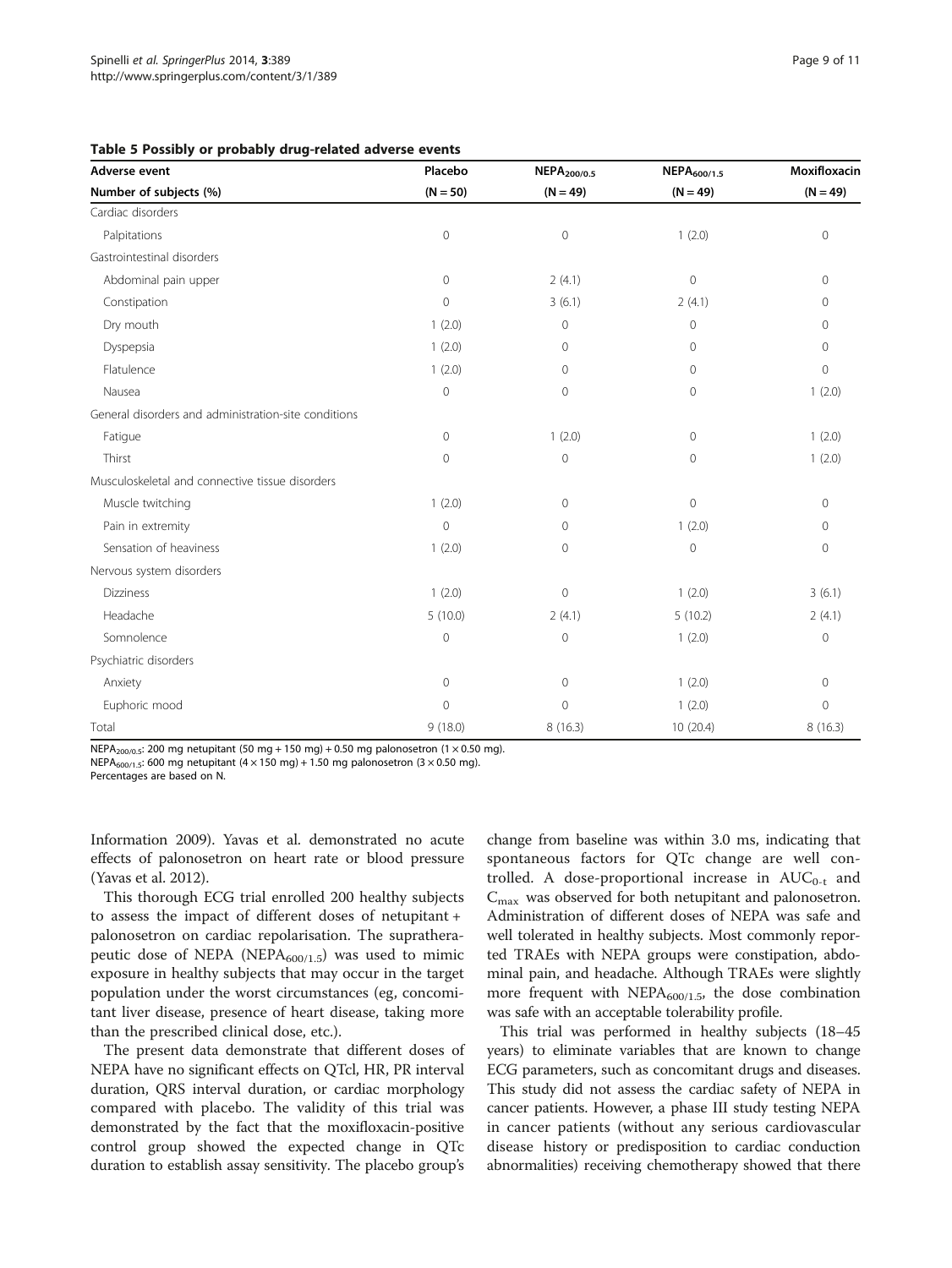**Table 5 Possibly or probably drug-related adverse events**

| Adverse event | Placebo | $NEPA_{200/0.5}$ | $NEPA_{600/1.5}$ | Moxifloxacin |
|---|---|---|---|---|
| Number of subjects (%) | (N = 50) | (N = 49) | (N = 49) | (N = 49) |
| Cardiac disorders | | | | |
| Palpitations | 0 | 0 | 1 (2.0) | 0 |
| Gastrointestinal disorders | | | | |
| Abdominal pain upper | 0 | 2 (4.1) | 0 | 0 |
| Constipation | 0 | 3 (6.1) | 2 (4.1) | 0 |
| Dry mouth | 1 (2.0) | 0 | 0 | 0 |
| Dyspepsia | 1 (2.0) | 0 | 0 | 0 |
| Flatulence | 1 (2.0) | 0 | 0 | 0 |
| Nausea | 0 | 0 | 0 | 1 (2.0) |
| General disorders and administration-site conditions | | | | |
| Fatigue | 0 | 1 (2.0) | 0 | 1 (2.0) |
| Thirst | 0 | 0 | 0 | 1 (2.0) |
| Musculoskeletal and connective tissue disorders | | | | |
| Muscle twitching | 1 (2.0) | 0 | 0 | 0 |
| Pain in extremity | 0 | 0 | 1 (2.0) | 0 |
| Sensation of heaviness | 1 (2.0) | 0 | 0 | 0 |
| Nervous system disorders | | | | |
| Dizziness | 1 (2.0) | 0 | 1 (2.0) | 3 (6.1) |
| Headache | 5 (10.0) | 2 (4.1) | 5 (10.2) | 2 (4.1) |
| Somnolence | 0 | 0 | 1 (2.0) | 0 |
| Psychiatric disorders | | | | |
| Anxiety | 0 | 0 | 1 (2.0) | 0 |
| Euphoric mood | 0 | 0 | 1 (2.0) | 0 |
| Total | 9 (18.0) | 8 (16.3) | 10 (20.4) | 8 (16.3) |

$NEPA_{200/0.5}$: 200 mg netupitant (50 mg + 150 mg) + 0.50 mg palonosetron (1 × 0.50 mg).
$NEPA_{600/1.5}$: 600 mg netupitant (4 × 150 mg) + 1.50 mg palonosetron (3 × 0.50 mg).
Percentages are based on N.

Information 2009). Yavas et al. demonstrated no acute effects of palonosetron on heart rate or blood pressure (Yavas et al. 2012).

This thorough ECG trial enrolled 200 healthy subjects to assess the impact of different doses of netupitant + palonosetron on cardiac repolarisation. The supratherapeutic dose of NEPA ($NEPA_{600/1.5}$) was used to mimic exposure in healthy subjects that may occur in the target population under the worst circumstances (eg, concomitant liver disease, presence of heart disease, taking more than the prescribed clinical dose, etc.).

The present data demonstrate that different doses of NEPA have no significant effects on QTcI, HR, PR interval duration, QRS interval duration, or cardiac morphology compared with placebo. The validity of this trial was demonstrated by the fact that the moxifloxacin-positive control group showed the expected change in QTc duration to establish assay sensitivity. The placebo group's change from baseline was within 3.0 ms, indicating that spontaneous factors for QTc change are well controlled. A dose-proportional increase in $AUC_{0-t}$ and $C_{max}$ was observed for both netupitant and palonosetron. Administration of different doses of NEPA was safe and well tolerated in healthy subjects. Most commonly reported TRAEs with NEPA groups were constipation, abdominal pain, and headache. Although TRAEs were slightly more frequent with $NEPA_{600/1.5}$, the dose combination was safe with an acceptable tolerability profile.

This trial was performed in healthy subjects (18–45 years) to eliminate variables that are known to change ECG parameters, such as concomitant drugs and diseases. This study did not assess the cardiac safety of NEPA in cancer patients. However, a phase III study testing NEPA in cancer patients (without any serious cardiovascular disease history or predisposition to cardiac conduction abnormalities) receiving chemotherapy showed that there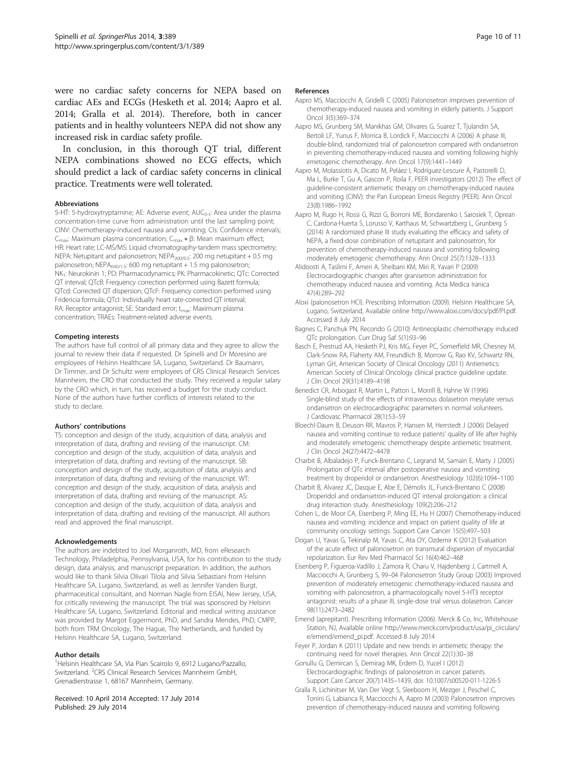were no cardiac safety concerns for NEPA based on cardiac AEs and ECGs (Hesketh et al. 2014; Aapro et al. 2014; Gralla et al. 2014). Therefore, both in cancer patients and in healthy volunteers NEPA did not show any increased risk in cardiac safety profile.

In conclusion, in this thorough QT trial, different NEPA combinations showed no ECG effects, which should predict a lack of cardiac safety concerns in clinical practice. Treatments were well tolerated.

#### Abbreviations

5-HT: 5-hydroxytryptamine; AE: Adverse event; $AUC_{0-t}$: Area under the plasma concentration-time curve from administration until the last sampling point; CINV: Chemotherapy-induced nausea and vomiting; CIs: Confidence intervals; $C_{max}$: Maximum plasma concentration; $C_{max}$ * β: Mean maximum effect; HR: Heart rate; LC-MS/MS: Liquid chromatography-tandem mass spectrometry; NEPA: Netupitant and palonosetron; $NEPA_{200/0.5}$: 200 mg netupitant + 0.5 mg palonosetron; $NEPA_{600/1.5}$: 600 mg netupitant + 1.5 mg palonosetron; $NK_1$: Neurokinin 1; PD: Pharmacodynamics; PK: Pharmacokinetic; QTc: Corrected QT interval; QTcB: Frequency correction performed using Bazett formula; QTcd: Corrected QT dispersion; QTcF: Frequency correction performed using Fridericia formula; QTcI: Individually heart rate-corrected QT interval; RA: Receptor antagonist; SE: Standard error; $t_{max}$: Maximum plasma concentration; TRAEs: Treatment-related adverse events.

#### Competing interests

The authors have full control of all primary data and they agree to allow the journal to review their data if requested. Dr Spinelli and Dr Moresino are employees of Helsinn Healthcare SA, Lugano, Switzerland. Dr Baumann, Dr Timmer, and Dr Schultz were employees of CRS Clinical Research Services Mannheim, the CRO that conducted the study. They received a regular salary by the CRO which, in turn, has received a budget for the study conduct. None of the authors have further conflicts of interests related to the study to declare.

#### Authors' contributions

TS: conception and design of the study, acquisition of data, analysis and interpretation of data, drafting and revising of the manuscript. CM: conception and design of the study, acquisition of data, analysis and interpretation of data, drafting and revising of the manuscript. SB: conception and design of the study, acquisition of data, analysis and interpretation of data, drafting and revising of the manuscript. WT: conception and design of the study, acquisition of data, analysis and interpretation of data, drafting and revising of the manuscript. AS: conception and design of the study, acquisition of data, analysis and interpretation of data, drafting and revising of the manuscript. All authors read and approved the final manuscript.

#### Acknowledgements

The authors are indebted to Joel Morganroth, MD, from eResearch Technology, Philadelphia, Pennsylvania, USA, for his contribution to the study design, data analysis, and manuscript preparation. In addition, the authors would like to thank Silvia Olivari Tilola and Silvia Sebastiani from Helsinn Healthcare SA, Lugano, Switzerland, as well as Jennifer Vanden Burgt, pharmaceutical consultant, and Norman Nagle from EISAI, New Jersey, USA, for critically reviewing the manuscript. The trial was sponsored by Helsinn Healthcare SA, Lugano, Switzerland. Editorial and medical writing assistance was provided by Margot Eggermont, PhD, and Sandra Mendes, PhD, CMPP, both from TRM Oncology, The Hague, The Netherlands, and funded by Helsinn Healthcare SA, Lugano, Switzerland.

#### Author details

[1]Helsinn Healthcare SA, Via Pian Scairolo 9, 6912 Lugano/Pazzallo, Switzerland. [2]CRS Clinical Research Services Mannheim GmbH, Grenadierstrasse 1, 68167 Mannheim, Germany.

Received: 10 April 2014 Accepted: 17 July 2014
Published: 29 July 2014

#### References

Aapro MS, Macciocchi A, Gridelli C (2005) Palonosetron improves prevention of chemotherapy-induced nausea and vomiting in elderly patients. J Support Oncol 3(5):369–374

Aapro MS, Grunberg SM, Manikhas GM, Olivares G, Suarez T, Tjulandin SA, Bertoli LF, Yunus F, Morrica B, Lordick F, Macciocchi A (2006) A phase III, double-blind, randomized trial of palonosetron compared with ondansetron in preventing chemotherapy-induced nausea and vomiting following highly emetogenic chemotherapy. Ann Oncol 17(9):1441–1449

Aapro M, Molassiotis A, Dicato M, Peláez I, Rodríguez-Lescure Á, Pastorelli D, Ma L, Burke T, Gu A, Gascon P, Roila F, PEER investigators (2012) The effect of guideline-consistent antiemetic therapy on chemotherapy-induced nausea and vomiting (CINV): the Pan European Emesis Registry (PEER). Ann Oncol 23(8):1986–1992

Aapro M, Rugo H, Rossi G, Rizzi G, Borroni ME, Bondarenko I, Sarosiek T, Oprean C, Cardona-Huerta S, Lorusso V, Karthaus M, Schwartzberg L, Grunberg S (2014) A randomized phase III study evaluating the efficacy and safety of NEPA, a fixed-dose combination of netupitant and palonosetron, for prevention of chemotherapy-induced nausea and vomiting following moderately emetogenic chemotherapy. Ann Oncol 25(7):1328–1333

Alidoosti A, Taslimi F, Ameri A, Sheibani KM, Miri R, Yavari P (2009) Electrocardiographic changes after granisetron administration for chemotherapy induced nausea and vomiting. Acta Medica Iranica 47(4):289–292

Aloxi (palonosetron HCl). Prescribing Information (2009). Helsinn Healthcare SA, Lugano, Switzerland, Available online http://www.aloxi.com/docs/pdf/PI.pdf. Accessed 8 July 2014

Bagnes C, Panchuk PN, Recondo G (2010) Antineoplastic chemotherapy induced QTc prolongation. Curr Drug Saf 5(1):93–96

Basch E, Prestrud AA, Hesketh PJ, Kris MG, Feyer PC, Somerfield MR, Chesney M, Clark-Snow RA, Flaherty AM, Freundlich B, Morrow G, Rao KV, Schwartz RN, Lyman GH, American Society of Clinical Oncology (2011) Antiemetics: American Society of Clinical Oncology clinical practice guideline update. J Clin Oncol 29(31):4189–4198

Benedict CR, Arbogast R, Martin L, Patton L, Morrill B, Hahne W (1996) Single-blind study of the effects of intravenous dolasetron mesylate versus ondansetron on electrocardiographic parameters in normal volunteers. J Cardiovasc Pharmacol 28(1):53–59

Bloechl-Daum B, Deuson RR, Mavros P, Hansen M, Herrstedt J (2006) Delayed nausea and vomiting continue to reduce patients' quality of life after highly and moderately emetogenic chemotherapy despite antiemetic treatment. J Clin Oncol 24(27):4472–4478

Charbit B, Albaladejo P, Funck-Brentano C, Legrand M, Samain E, Marty J (2005) Prolongation of QTc interval after postoperative nausea and vomiting treatment by droperidol or ondansetron. Anesthesiology 102(6):1094–1100

Charbit B, Alvarez JC, Dasque E, Abe E, Démolis JL, Funck-Brentano C (2008) Droperidol and ondansetron-induced QT interval prolongation: a clinical drug interaction study. Anesthesiology 109(2):206–212

Cohen L, de Moor CA, Eisenberg P, Ming EE, Hu H (2007) Chemotherapy-induced nausea and vomiting: incidence and impact on patient quality of life at community oncology settings. Support Care Cancer 15(5):497–503

Dogan U, Yavas G, Tekinalp M, Yavas C, Ata OY, Ozdemir K (2012) Evaluation of the acute effect of palonosetron on transmural dispersion of myocardial repolarization. Eur Rev Med Pharmacol Sci 16(4):462–468

Eisenberg P, Figueroa-Vadillo J, Zamora R, Charu V, Hajdenberg J, Cartmell A, Macciocchi A, Grunberg S, 99–04 Palonosetron Study Group (2003) Improved prevention of moderately emetogenic chemotherapy-induced nausea and vomiting with palonosetron, a pharmacologically novel 5-HT3 receptor antagonist: results of a phase III, single-dose trial versus dolasetron. Cancer 98(11):2473–2482

Emend (aprepitant). Prescribing Information (2006). Merck & Co, Inc, Whitehouse Station, NJ, Available online http://www.merck.com/product/usa/pi_circulars/e/emend/emend_pi.pdf. Accessed 8 July 2014

Feyer P, Jordan K (2011) Update and new trends in antiemetic therapy: the continuing need for novel therapies. Ann Oncol 22(1):30–38

Gonullu G, Demircan S, Demirag MK, Erdem D, Yucel I (2012) Electrocardiographic findings of palonosetron in cancer patients. Support Care Cancer 20(7):1435–1439, doi: 10.1007/s00520-011-1226-5

Gralla R, Lichinitser M, Van Der Vegt S, Sleeboom H, Mezger J, Peschel C, Tonini G, Labianca R, Macciocchi A, Aapro M (2003) Palonosetron improves prevention of chemotherapy-induced nausea and vomiting following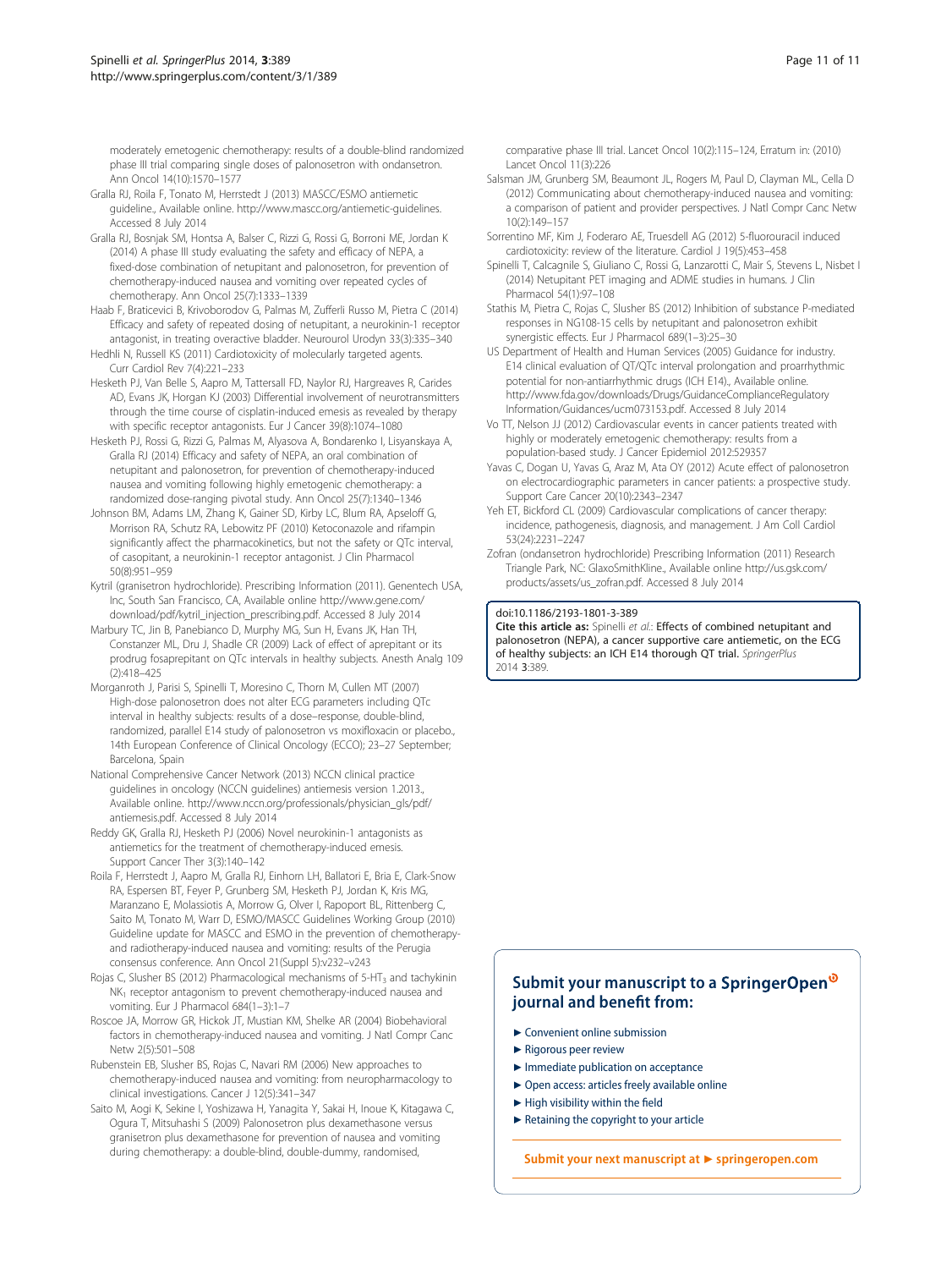moderately emetogenic chemotherapy: results of a double-blind randomized phase III trial comparing single doses of palonosetron with ondansetron. Ann Oncol 14(10):1570–1577

Gralla RJ, Roila F, Tonato M, Herrstedt J (2013) MASCC/ESMO antiemetic guideline., Available online. http://www.mascc.org/antiemetic-guidelines. Accessed 8 July 2014

Gralla RJ, Bosnjak SM, Hontsa A, Balser C, Rizzi G, Rossi G, Borroni ME, Jordan K (2014) A phase III study evaluating the safety and efficacy of NEPA, a fixed-dose combination of netupitant and palonosetron, for prevention of chemotherapy-induced nausea and vomiting over repeated cycles of chemotherapy. Ann Oncol 25(7):1333–1339

Haab F, Braticevici B, Krivoborodov G, Palmas M, Zufferli Russo M, Pietra C (2014) Efficacy and safety of repeated dosing of netupitant, a neurokinin-1 receptor antagonist, in treating overactive bladder. Neurourol Urodyn 33(3):335–340

Hedhli N, Russell KS (2011) Cardiotoxicity of molecularly targeted agents. Curr Cardiol Rev 7(4):221–233

Hesketh PJ, Van Belle S, Aapro M, Tattersall FD, Naylor RJ, Hargreaves R, Carides AD, Evans JK, Horgan KJ (2003) Differential involvement of neurotransmitters through the time course of cisplatin-induced emesis as revealed by therapy with specific receptor antagonists. Eur J Cancer 39(8):1074–1080

Hesketh PJ, Rossi G, Rizzi G, Palmas M, Alyasova A, Bondarenko I, Lisyanskaya A, Gralla RJ (2014) Efficacy and safety of NEPA, an oral combination of netupitant and palonosetron, for prevention of chemotherapy-induced nausea and vomiting following highly emetogenic chemotherapy: a randomized dose-ranging pivotal study. Ann Oncol 25(7):1340–1346

Johnson BM, Adams LM, Zhang K, Gainer SD, Kirby LC, Blum RA, Apseloff G, Morrison RA, Schutz RA, Lebowitz PF (2010) Ketoconazole and rifampin significantly affect the pharmacokinetics, but not the safety or QTc interval, of casopitant, a neurokinin-1 receptor antagonist. J Clin Pharmacol 50(8):951–959

Kytril (granisetron hydrochloride). Prescribing Information (2011). Genentech USA, Inc, South San Francisco, CA, Available online http://www.gene.com/download/pdf/kytril_injection_prescribing.pdf. Accessed 8 July 2014

Marbury TC, Jin B, Panebianco D, Murphy MG, Sun H, Evans JK, Han TH, Constanzer ML, Dru J, Shadle CR (2009) Lack of effect of aprepitant or its prodrug fosaprepitant on QTc intervals in healthy subjects. Anesth Analg 109 (2):418–425

Morganroth J, Parisi S, Spinelli T, Moresino C, Thorn M, Cullen MT (2007) High-dose palonosetron does not alter ECG parameters including QTc interval in healthy subjects: results of a dose–response, double-blind, randomized, parallel E14 study of palonosetron vs moxifloxacin or placebo., 14th European Conference of Clinical Oncology (ECCO); 23–27 September; Barcelona, Spain

National Comprehensive Cancer Network (2013) NCCN clinical practice guidelines in oncology (NCCN guidelines) antiemesis version 1.2013., Available online. http://www.nccn.org/professionals/physician_gls/pdf/antiemesis.pdf. Accessed 8 July 2014

Reddy GK, Gralla RJ, Hesketh PJ (2006) Novel neurokinin-1 antagonists as antiemetics for the treatment of chemotherapy-induced emesis. Support Cancer Ther 3(3):140–142

Roila F, Herrstedt J, Aapro M, Gralla RJ, Einhorn LH, Ballatori E, Bria E, Clark-Snow RA, Espersen BT, Feyer P, Grunberg SM, Hesketh PJ, Jordan K, Kris MG, Maranzano E, Molassiotis A, Morrow G, Olver I, Rapoport BL, Rittenberg C, Saito M, Tonato M, Warr D, ESMO/MASCC Guidelines Working Group (2010) Guideline update for MASCC and ESMO in the prevention of chemotherapy- and radiotherapy-induced nausea and vomiting: results of the Perugia consensus conference. Ann Oncol 21(Suppl 5):v232–v243

Rojas C, Slusher BS (2012) Pharmacological mechanisms of 5-$HT_3$ and tachykinin $NK_1$ receptor antagonism to prevent chemotherapy-induced nausea and vomiting. Eur J Pharmacol 684(1–3):1–7

Roscoe JA, Morrow GR, Hickok JT, Mustian KM, Shelke AR (2004) Biobehavioral factors in chemotherapy-induced nausea and vomiting. J Natl Compr Canc Netw 2(5):501–508

Rubenstein EB, Slusher BS, Rojas C, Navari RM (2006) New approaches to chemotherapy-induced nausea and vomiting: from neuropharmacology to clinical investigations. Cancer J 12(5):341–347

Saito M, Aogi K, Sekine I, Yoshizawa H, Yanagita Y, Sakai H, Inoue K, Kitagawa C, Ogura T, Mitsuhashi S (2009) Palonosetron plus dexamethasone versus granisetron plus dexamethasone for prevention of nausea and vomiting during chemotherapy: a double-blind, double-dummy, randomised, comparative phase III trial. Lancet Oncol 10(2):115–124, Erratum in: (2010) Lancet Oncol 11(3):226

Salsman JM, Grunberg SM, Beaumont JL, Rogers M, Paul D, Clayman ML, Cella D (2012) Communicating about chemotherapy-induced nausea and vomiting: a comparison of patient and provider perspectives. J Natl Compr Canc Netw 10(2):149–157

Sorrentino MF, Kim J, Foderaro AE, Truesdell AG (2012) 5-fluorouracil induced cardiotoxicity: review of the literature. Cardiol J 19(5):453–458

Spinelli T, Calcagnile S, Giuliano C, Rossi G, Lanzarotti C, Mair S, Stevens L, Nisbet I (2014) Netupitant PET imaging and ADME studies in humans. J Clin Pharmacol 54(1):97–108

Stathis M, Pietra C, Rojas C, Slusher BS (2012) Inhibition of substance P-mediated responses in NG108-15 cells by netupitant and palonosetron exhibit synergistic effects. Eur J Pharmacol 689(1–3):25–30

US Department of Health and Human Services (2005) Guidance for industry. E14 clinical evaluation of QT/QTc interval prolongation and proarrhythmic potential for non-antiarrhythmic drugs (ICH E14)., Available online. http://www.fda.gov/downloads/Drugs/GuidanceComplianceRegulatoryInformation/Guidances/ucm073153.pdf. Accessed 8 July 2014

Vo TT, Nelson JJ (2012) Cardiovascular events in cancer patients treated with highly or moderately emetogenic chemotherapy: results from a population-based study. J Cancer Epidemiol 2012:529357

Yavas C, Dogan U, Yavas G, Araz M, Ata OY (2012) Acute effect of palonosetron on electrocardiographic parameters in cancer patients: a prospective study. Support Care Cancer 20(10):2343–2347

Yeh ET, Bickford CL (2009) Cardiovascular complications of cancer therapy: incidence, pathogenesis, diagnosis, and management. J Am Coll Cardiol 53(24):2231–2247

Zofran (ondansetron hydrochloride) Prescribing Information (2011) Research Triangle Park, NC: GlaxoSmithKline., Available online http://us.gsk.com/products/assets/us_zofran.pdf. Accessed 8 July 2014

doi:10.1186/2193-1801-3-389

**Cite this article as:** Spinelli *et al.*: Effects of combined netupitant and palonosetron (NEPA), a cancer supportive care antiemetic, on the ECG of healthy subjects: an ICH E14 thorough QT trial. *SpringerPlus* 2014 3:389.

**Submit your manuscript to a SpringerOpen journal and benefit from:**

- ► Convenient online submission
- ► Rigorous peer review
- ► Immediate publication on acceptance
- ► Open access: articles freely available online
- ► High visibility within the field
- ► Retaining the copyright to your article

**Submit your next manuscript at ► springeropen.com**